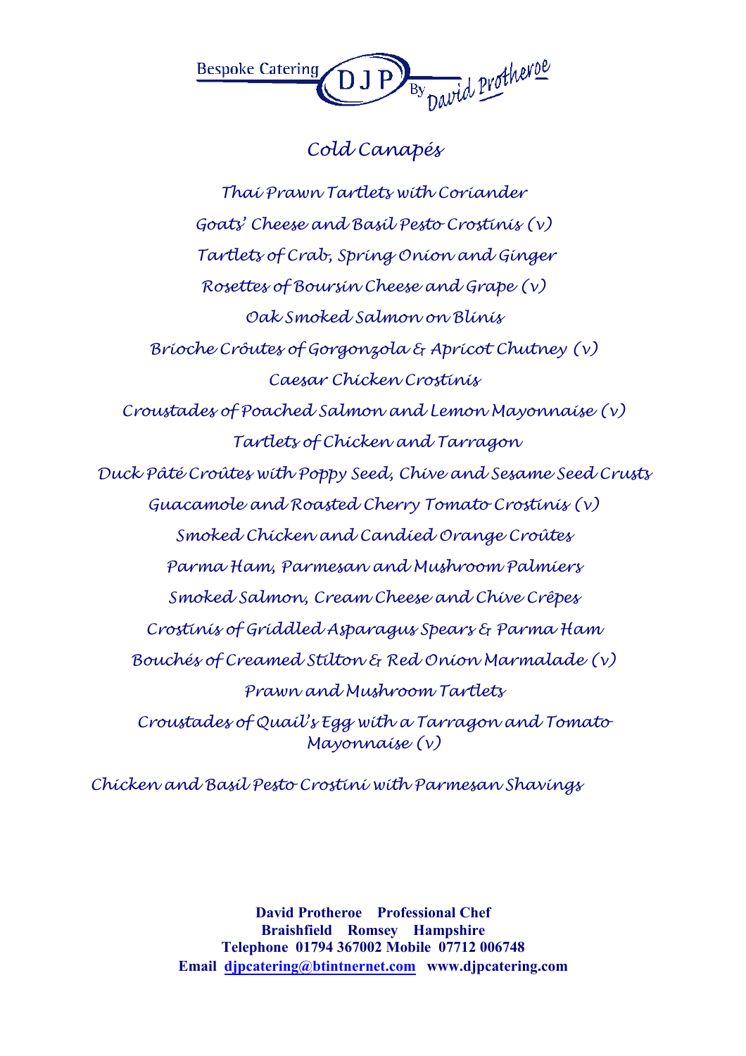Bespoke Catering DJP By David Protheroe

# Cold Canapés

Thai Prawn Tartlets with Coriander

Goats' Cheese and Basil Pesto Crostinis (v)

Tartlets of Crab, Spring Onion and Ginger

Rosettes of Boursin Cheese and Grape (v)

Oak Smoked Salmon on Blinis

Brioche Croûtes of Gorgonzola & Apricot Chutney (v)

Caesar Chicken Crostinis

Croustades of Poached Salmon and Lemon Mayonnaise (v)

Tartlets of Chicken and Tarragon

Duck Pâté Croûtes with Poppy Seed, Chive and Sesame Seed Crusts

Guacamole and Roasted Cherry Tomato Crostinis (v)

Smoked Chicken and Candied Orange Croûtes

Parma Ham, Parmesan and Mushroom Palmiers

Smoked Salmon, Cream Cheese and Chive Crêpes

Crostinis of Griddled Asparagus Spears & Parma Ham

Bouchés of Creamed Stilton & Red Onion Marmalade (v)

Prawn and Mushroom Tartlets

Croustades of Quail's Egg with a Tarragon and Tomato Mayonnaise (v)

Chicken and Basil Pesto Crostini with Parmesan Shavings

**David Protheroe Professional Chef**
**Braishfield Romsey Hampshire**
**Telephone 01794 367002 Mobile 07712 006748**
**Email djpcatering@btintnernet.com www.djpcatering.com**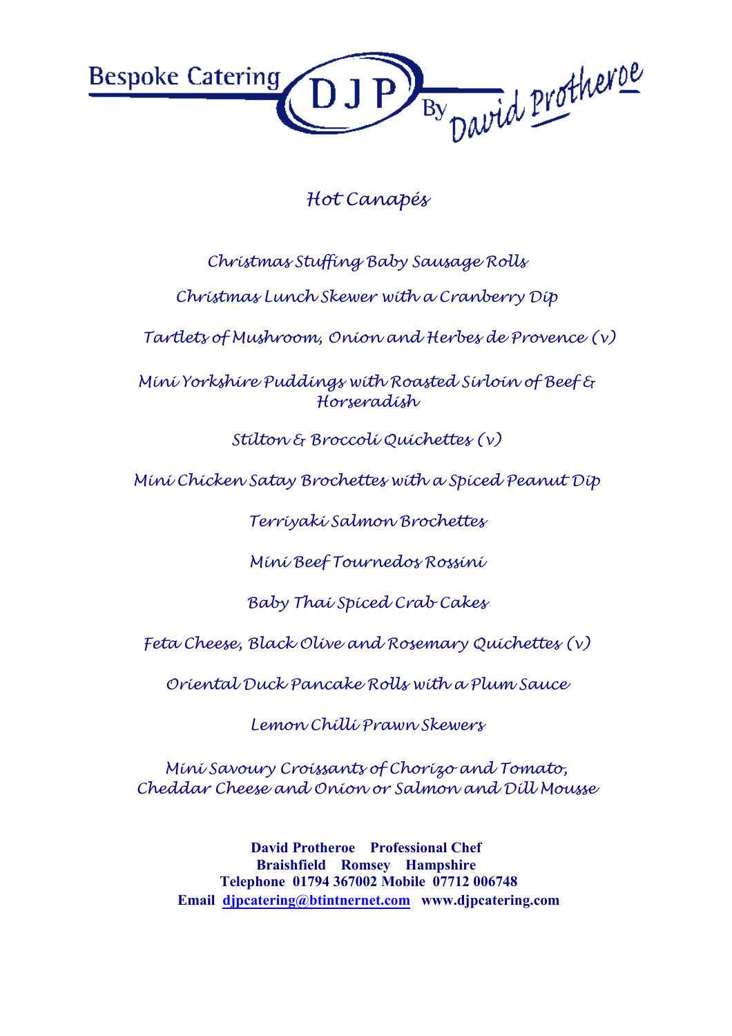Bespoke Catering DJP By David Protheroe

# *Hot Canapés*

*Christmas Stuffing Baby Sausage Rolls*

*Christmas Lunch Skewer with a Cranberry Dip*

*Tartlets of Mushroom, Onion and Herbes de Provence (v)*

*Mini Yorkshire Puddings with Roasted Sirloin of Beef & Horseradish*

*Stilton & Broccoli Quichettes (v)*

*Mini Chicken Satay Brochettes with a Spiced Peanut Dip*

*Terriyaki Salmon Brochettes*

*Mini Beef Tournedos Rossini*

*Baby Thai Spiced Crab Cakes*

*Feta Cheese, Black Olive and Rosemary Quichettes (v)*

*Oriental Duck Pancake Rolls with a Plum Sauce*

*Lemon Chilli Prawn Skewers*

*Mini Savoury Croissants of Chorizo and Tomato, Cheddar Cheese and Onion or Salmon and Dill Mousse*

**David Protheroe Professional Chef**
**Braishfield Romsey Hampshire**
**Telephone 01794 367002 Mobile 07712 006748**
**Email djpcatering@btintnernet.com www.djpcatering.com**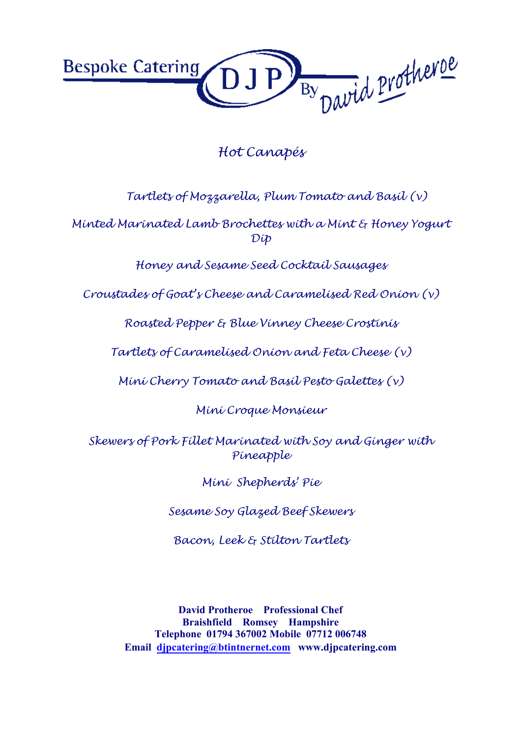Bespoke Catering DJP By David Protheroe

# *Hot Canapés*

*Tartlets of Mozzarella, Plum Tomato and Basil (v)*

*Minted Marinated Lamb Brochettes with a Mint & Honey Yogurt Dip*

*Honey and Sesame Seed Cocktail Sausages*

*Croustades of Goat's Cheese and Caramelised Red Onion (v)*

*Roasted Pepper & Blue Vinney Cheese Crostinis*

*Tartlets of Caramelised Onion and Feta Cheese (v)*

*Mini Cherry Tomato and Basil Pesto Galettes (v)*

*Mini Croque Monsieur*

*Skewers of Pork Fillet Marinated with Soy and Ginger with Pineapple*

*Mini Shepherds' Pie*

*Sesame Soy Glazed Beef Skewers*

*Bacon, Leek & Stilton Tartlets*

**David Protheroe Professional Chef**
**Braishfield Romsey Hampshire**
**Telephone 01794 367002 Mobile 07712 006748**
**Email djpcatering@btintnernet.com www.djpcatering.com**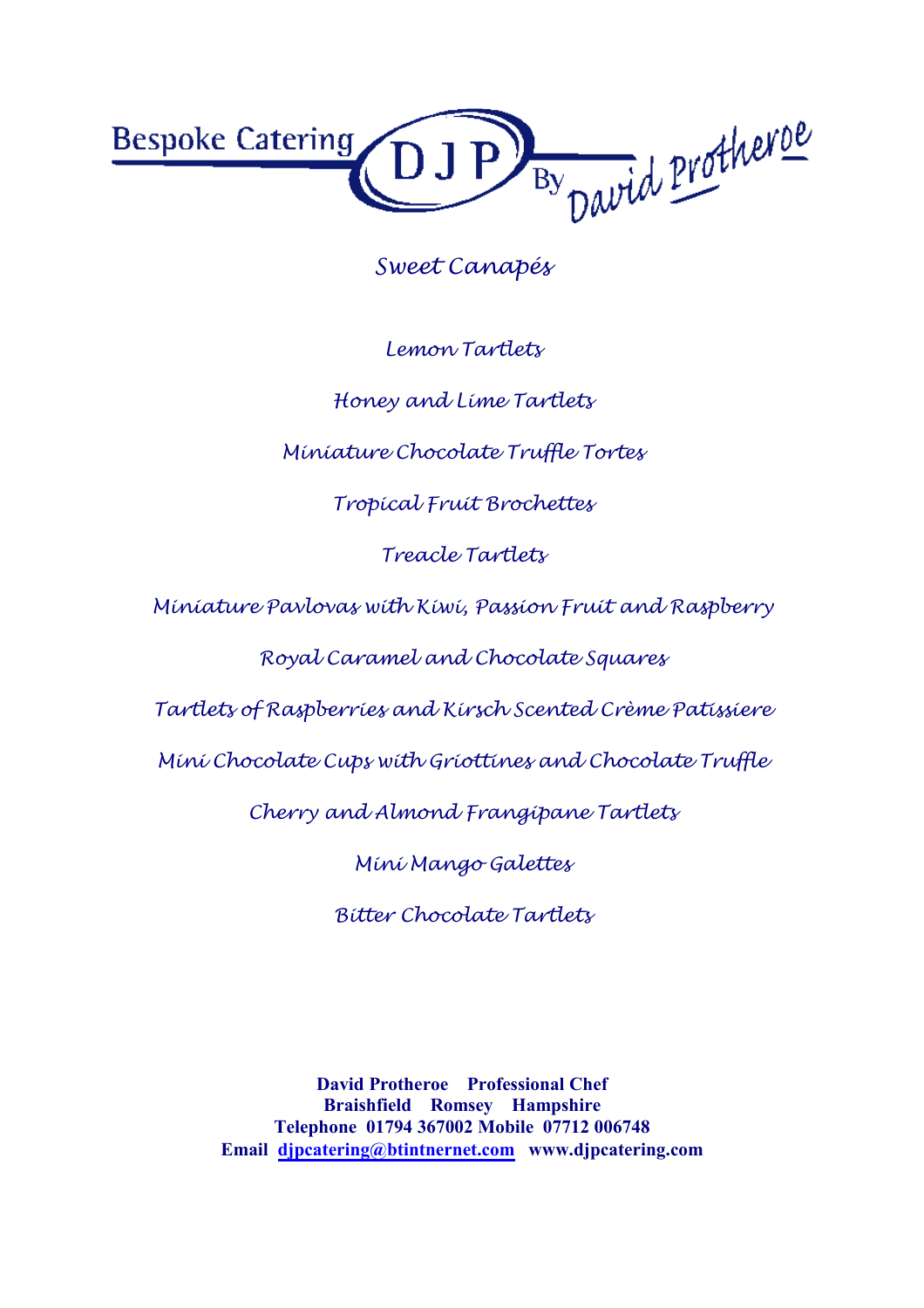Bespoke Catering DJP By David Protheroe

# Sweet Canapés

Lemon Tartlets

Honey and Lime Tartlets

Miniature Chocolate Truffle Tortes

Tropical Fruit Brochettes

Treacle Tartlets

Miniature Pavlovas with Kiwi, Passion Fruit and Raspberry

Royal Caramel and Chocolate Squares

Tartlets of Raspberries and Kirsch Scented Crème Patissiere

Mini Chocolate Cups with Griottines and Chocolate Truffle

Cherry and Almond Frangipane Tartlets

Mini Mango Galettes

Bitter Chocolate Tartlets

**David Protheroe Professional Chef**
**Braishfield Romsey Hampshire**
**Telephone 01794 367002 Mobile 07712 006748**
**Email djpcatering@btintnernet.com www.djpcatering.com**